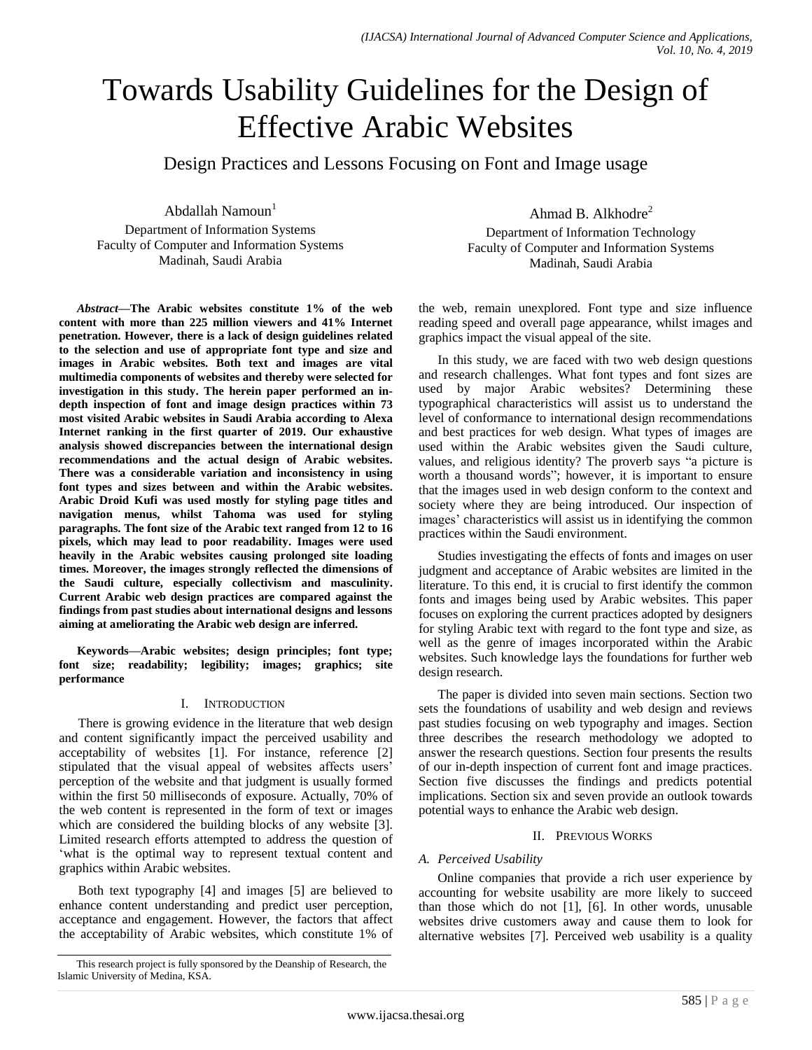# Towards Usability Guidelines for the Design of Effective Arabic Websites

## Design Practices and Lessons Focusing on Font and Image usage

Abdallah Namoun[1]
Department of Information Systems
Faculty of Computer and Information Systems
Madinah, Saudi Arabia

Ahmad B. Alkhodre[2]
Department of Information Technology
Faculty of Computer and Information Systems
Madinah, Saudi Arabia

***Abstract*—The Arabic websites constitute 1% of the web content with more than 225 million viewers and 41% Internet penetration. However, there is a lack of design guidelines related to the selection and use of appropriate font type and size and images in Arabic websites. Both text and images are vital multimedia components of websites and thereby were selected for investigation in this study. The herein paper performed an in-depth inspection of font and image design practices within 73 most visited Arabic websites in Saudi Arabia according to Alexa Internet ranking in the first quarter of 2019. Our exhaustive analysis showed discrepancies between the international design recommendations and the actual design of Arabic websites. There was a considerable variation and inconsistency in using font types and sizes between and within the Arabic websites. Arabic Droid Kufi was used mostly for styling page titles and navigation menus, whilst Tahoma was used for styling paragraphs. The font size of the Arabic text ranged from 12 to 16 pixels, which may lead to poor readability. Images were used heavily in the Arabic websites causing prolonged site loading times. Moreover, the images strongly reflected the dimensions of the Saudi culture, especially collectivism and masculinity. Current Arabic web design practices are compared against the findings from past studies about international designs and lessons aiming at ameliorating the Arabic web design are inferred.**

**Keywords—Arabic websites; design principles; font type; font size; readability; legibility; images; graphics; site performance**

### I. Introduction

There is growing evidence in the literature that web design and content significantly impact the perceived usability and acceptability of websites [1]. For instance, reference [2] stipulated that the visual appeal of websites affects users' perception of the website and that judgment is usually formed within the first 50 milliseconds of exposure. Actually, 70% of the web content is represented in the form of text or images which are considered the building blocks of any website [3]. Limited research efforts attempted to address the question of 'what is the optimal way to represent textual content and graphics within Arabic websites.

Both text typography [4] and images [5] are believed to enhance content understanding and predict user perception, acceptance and engagement. However, the factors that affect the acceptability of Arabic websites, which constitute 1% of the web, remain unexplored. Font type and size influence reading speed and overall page appearance, whilst images and graphics impact the visual appeal of the site.

In this study, we are faced with two web design questions and research challenges. What font types and font sizes are used by major Arabic websites? Determining these typographical characteristics will assist us to understand the level of conformance to international design recommendations and best practices for web design. What types of images are used within the Arabic websites given the Saudi culture, values, and religious identity? The proverb says "a picture is worth a thousand words"; however, it is important to ensure that the images used in web design conform to the context and society where they are being introduced. Our inspection of images' characteristics will assist us in identifying the common practices within the Saudi environment.

Studies investigating the effects of fonts and images on user judgment and acceptance of Arabic websites are limited in the literature. To this end, it is crucial to first identify the common fonts and images being used by Arabic websites. This paper focuses on exploring the current practices adopted by designers for styling Arabic text with regard to the font type and size, as well as the genre of images incorporated within the Arabic websites. Such knowledge lays the foundations for further web design research.

The paper is divided into seven main sections. Section two sets the foundations of usability and web design and reviews past studies focusing on web typography and images. Section three describes the research methodology we adopted to answer the research questions. Section four presents the results of our in-depth inspection of current font and image practices. Section five discusses the findings and predicts potential implications. Section six and seven provide an outlook towards potential ways to enhance the Arabic web design.

### II. Previous Works

#### *A. Perceived Usability*

Online companies that provide a rich user experience by accounting for website usability are more likely to succeed than those which do not [1], [6]. In other words, unusable websites drive customers away and cause them to look for alternative websites [7]. Perceived web usability is a quality

This research project is fully sponsored by the Deanship of Research, the Islamic University of Medina, KSA.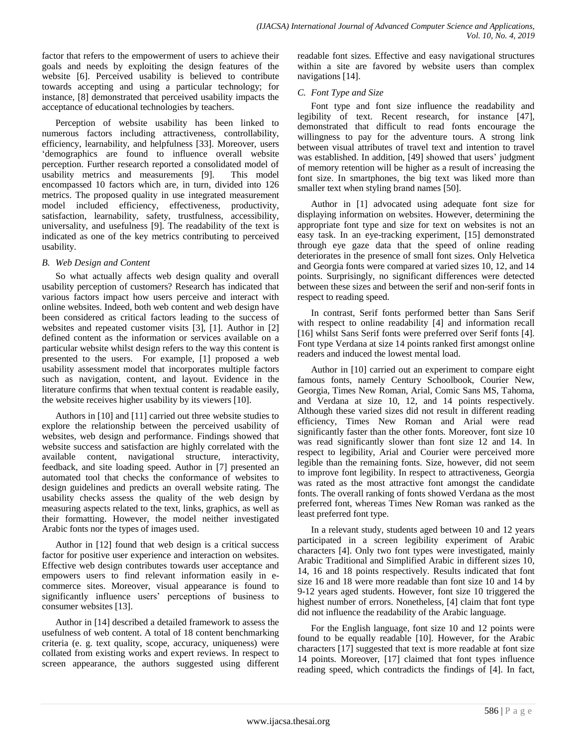factor that refers to the empowerment of users to achieve their goals and needs by exploiting the design features of the website [6]. Perceived usability is believed to contribute towards accepting and using a particular technology; for instance, [8] demonstrated that perceived usability impacts the acceptance of educational technologies by teachers.

Perception of website usability has been linked to numerous factors including attractiveness, controllability, efficiency, learnability, and helpfulness [33]. Moreover, users 'demographics are found to influence overall website perception. Further research reported a consolidated model of usability metrics and measurements [9]. This model encompassed 10 factors which are, in turn, divided into 126 metrics. The proposed quality in use integrated measurement model included efficiency, effectiveness, productivity, satisfaction, learnability, safety, trustfulness, accessibility, universality, and usefulness [9]. The readability of the text is indicated as one of the key metrics contributing to perceived usability.

### *B. Web Design and Content*

So what actually affects web design quality and overall usability perception of customers? Research has indicated that various factors impact how users perceive and interact with online websites. Indeed, both web content and web design have been considered as critical factors leading to the success of websites and repeated customer visits [3], [1]. Author in [2] defined content as the information or services available on a particular website whilst design refers to the way this content is presented to the users. For example, [1] proposed a web usability assessment model that incorporates multiple factors such as navigation, content, and layout. Evidence in the literature confirms that when textual content is readable easily, the website receives higher usability by its viewers [10].

Authors in [10] and [11] carried out three website studies to explore the relationship between the perceived usability of websites, web design and performance. Findings showed that website success and satisfaction are highly correlated with the available content, navigational structure, interactivity, feedback, and site loading speed. Author in [7] presented an automated tool that checks the conformance of websites to design guidelines and predicts an overall website rating. The usability checks assess the quality of the web design by measuring aspects related to the text, links, graphics, as well as their formatting. However, the model neither investigated Arabic fonts nor the types of images used.

Author in [12] found that web design is a critical success factor for positive user experience and interaction on websites. Effective web design contributes towards user acceptance and empowers users to find relevant information easily in e-commerce sites. Moreover, visual appearance is found to significantly influence users' perceptions of business to consumer websites [13].

Author in [14] described a detailed framework to assess the usefulness of web content. A total of 18 content benchmarking criteria (e. g. text quality, scope, accuracy, uniqueness) were collated from existing works and expert reviews. In respect to screen appearance, the authors suggested using different readable font sizes. Effective and easy navigational structures within a site are favored by website users than complex navigations [14].

### *C. Font Type and Size*

Font type and font size influence the readability and legibility of text. Recent research, for instance [47], demonstrated that difficult to read fonts encourage the willingness to pay for the adventure tours. A strong link between visual attributes of travel text and intention to travel was established. In addition, [49] showed that users' judgment of memory retention will be higher as a result of increasing the font size. In smartphones, the big text was liked more than smaller text when styling brand names [50].

Author in [1] advocated using adequate font size for displaying information on websites. However, determining the appropriate font type and size for text on websites is not an easy task. In an eye-tracking experiment, [15] demonstrated through eye gaze data that the speed of online reading deteriorates in the presence of small font sizes. Only Helvetica and Georgia fonts were compared at varied sizes 10, 12, and 14 points. Surprisingly, no significant differences were detected between these sizes and between the serif and non-serif fonts in respect to reading speed.

In contrast, Serif fonts performed better than Sans Serif with respect to online readability [4] and information recall [16] whilst Sans Serif fonts were preferred over Serif fonts [4]. Font type Verdana at size 14 points ranked first amongst online readers and induced the lowest mental load.

Author in [10] carried out an experiment to compare eight famous fonts, namely Century Schoolbook, Courier New, Georgia, Times New Roman, Arial, Comic Sans MS, Tahoma, and Verdana at size 10, 12, and 14 points respectively. Although these varied sizes did not result in different reading efficiency, Times New Roman and Arial were read significantly faster than the other fonts. Moreover, font size 10 was read significantly slower than font size 12 and 14. In respect to legibility, Arial and Courier were perceived more legible than the remaining fonts. Size, however, did not seem to improve font legibility. In respect to attractiveness, Georgia was rated as the most attractive font amongst the candidate fonts. The overall ranking of fonts showed Verdana as the most preferred font, whereas Times New Roman was ranked as the least preferred font type.

In a relevant study, students aged between 10 and 12 years participated in a screen legibility experiment of Arabic characters [4]. Only two font types were investigated, mainly Arabic Traditional and Simplified Arabic in different sizes 10, 14, 16 and 18 points respectively. Results indicated that font size 16 and 18 were more readable than font size 10 and 14 by 9-12 years aged students. However, font size 10 triggered the highest number of errors. Nonetheless, [4] claim that font type did not influence the readability of the Arabic language.

For the English language, font size 10 and 12 points were found to be equally readable [10]. However, for the Arabic characters [17] suggested that text is more readable at font size 14 points. Moreover, [17] claimed that font types influence reading speed, which contradicts the findings of [4]. In fact,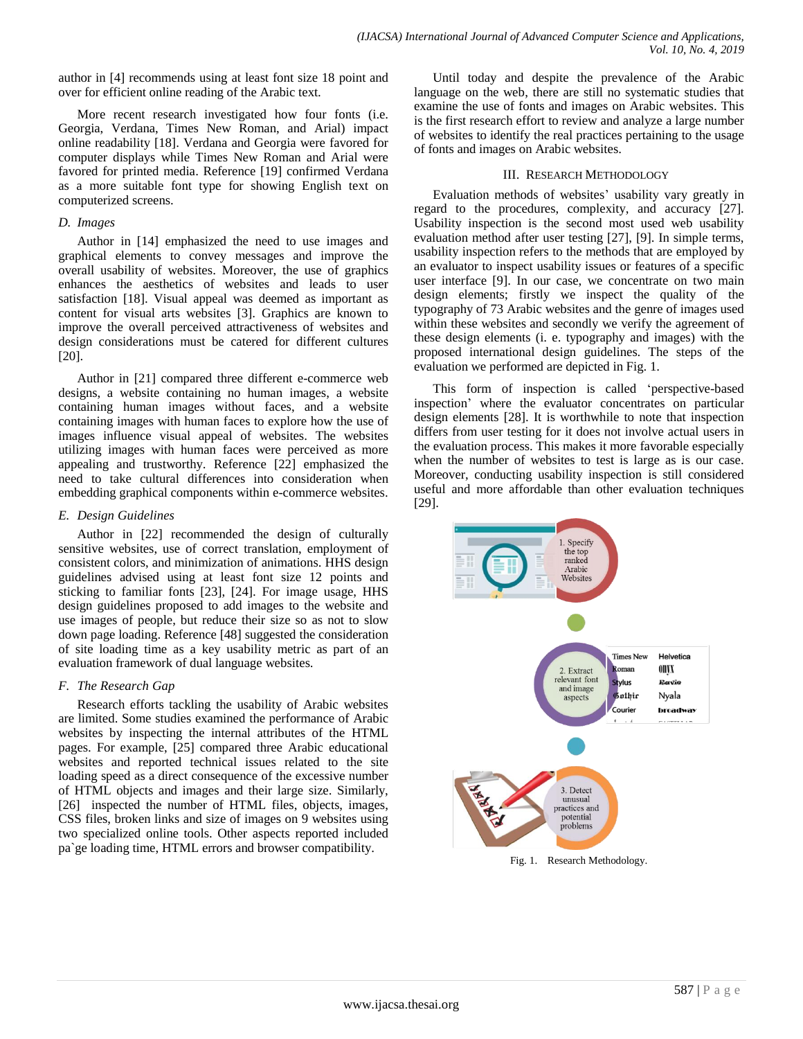author in [4] recommends using at least font size 18 point and over for efficient online reading of the Arabic text.

More recent research investigated how four fonts (i.e. Georgia, Verdana, Times New Roman, and Arial) impact online readability [18]. Verdana and Georgia were favored for computer displays while Times New Roman and Arial were favored for printed media. Reference [19] confirmed Verdana as a more suitable font type for showing English text on computerized screens.

### D. Images

Author in [14] emphasized the need to use images and graphical elements to convey messages and improve the overall usability of websites. Moreover, the use of graphics enhances the aesthetics of websites and leads to user satisfaction [18]. Visual appeal was deemed as important as content for visual arts websites [3]. Graphics are known to improve the overall perceived attractiveness of websites and design considerations must be catered for different cultures [20].

Author in [21] compared three different e-commerce web designs, a website containing no human images, a website containing human images without faces, and a website containing images with human faces to explore how the use of images influence visual appeal of websites. The websites utilizing images with human faces were perceived as more appealing and trustworthy. Reference [22] emphasized the need to take cultural differences into consideration when embedding graphical components within e-commerce websites.

### E. Design Guidelines

Author in [22] recommended the design of culturally sensitive websites, use of correct translation, employment of consistent colors, and minimization of animations. HHS design guidelines advised using at least font size 12 points and sticking to familiar fonts [23], [24]. For image usage, HHS design guidelines proposed to add images to the website and use images of people, but reduce their size so as not to slow down page loading. Reference [48] suggested the consideration of site loading time as a key usability metric as part of an evaluation framework of dual language websites.

### F. The Research Gap

Research efforts tackling the usability of Arabic websites are limited. Some studies examined the performance of Arabic websites by inspecting the internal attributes of the HTML pages. For example, [25] compared three Arabic educational websites and reported technical issues related to the site loading speed as a direct consequence of the excessive number of HTML objects and images and their large size. Similarly, [26] inspected the number of HTML files, objects, images, CSS files, broken links and size of images on 9 websites using two specialized online tools. Other aspects reported included pa`ge loading time, HTML errors and browser compatibility.

Until today and despite the prevalence of the Arabic language on the web, there are still no systematic studies that examine the use of fonts and images on Arabic websites. This is the first research effort to review and analyze a large number of websites to identify the real practices pertaining to the usage of fonts and images on Arabic websites.

## III. Research Methodology

Evaluation methods of websites' usability vary greatly in regard to the procedures, complexity, and accuracy [27]. Usability inspection is the second most used web usability evaluation method after user testing [27], [9]. In simple terms, usability inspection refers to the methods that are employed by an evaluator to inspect usability issues or features of a specific user interface [9]. In our case, we concentrate on two main design elements; firstly we inspect the quality of the typography of 73 Arabic websites and the genre of images used within these websites and secondly we verify the agreement of these design elements (i. e. typography and images) with the proposed international design guidelines. The steps of the evaluation we performed are depicted in Fig. 1.

This form of inspection is called 'perspective-based inspection' where the evaluator concentrates on particular design elements [28]. It is worthwhile to note that inspection differs from user testing for it does not involve actual users in the evaluation process. This makes it more favorable especially when the number of websites to test is large as is our case. Moreover, conducting usability inspection is still considered useful and more affordable than other evaluation techniques [29].

1. Specify the top ranked Arabic Websites

2. Extract relevant font and image aspects

3. Detect unusual practices and potential problems

Fig. 1. Research Methodology.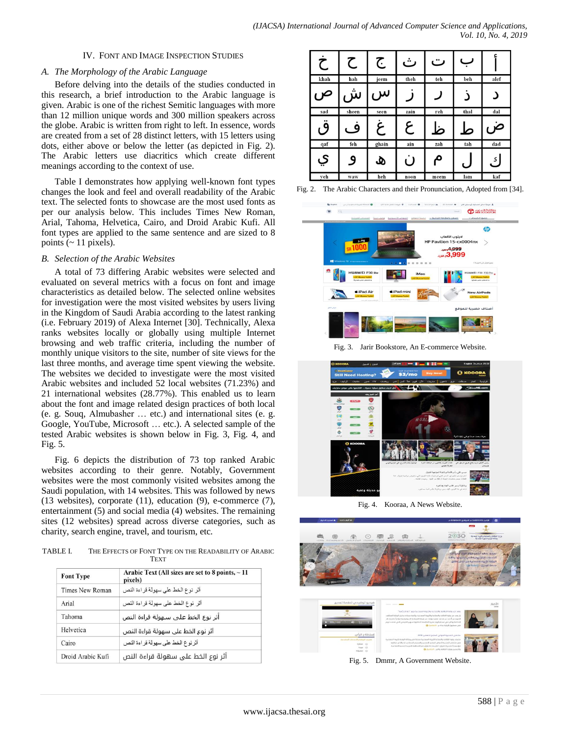## IV. Font and Image Inspection Studies

### A. The Morphology of the Arabic Language

Before delving into the details of the studies conducted in this research, a brief introduction to the Arabic language is given. Arabic is one of the richest Semitic languages with more than 12 million unique words and 300 million speakers across the globe. Arabic is written from right to left. In essence, words are created from a set of 28 distinct letters, with 15 letters using dots, either above or below the letter (as depicted in Fig. 2). The Arabic letters use diacritics which create different meanings according to the context of use.

Table I demonstrates how applying well-known font types changes the look and feel and overall readability of the Arabic text. The selected fonts to showcase are the most used fonts as per our analysis below. This includes Times New Roman, Arial, Tahoma, Helvetica, Cairo, and Droid Arabic Kufi. All font types are applied to the same sentence and are sized to 8 points (~ 11 pixels).

### B. Selection of the Arabic Websites

A total of 73 differing Arabic websites were selected and evaluated on several metrics with a focus on font and image characteristics as detailed below. The selected online websites for investigation were the most visited websites by users living in the Kingdom of Saudi Arabia according to the latest ranking (i.e. February 2019) of Alexa Internet [30]. Technically, Alexa ranks websites locally or globally using multiple Internet browsing and web traffic criteria, including the number of monthly unique visitors to the site, number of site views for the last three months, and average time spent viewing the website. The websites we decided to investigate were the most visited Arabic websites and included 52 local websites (71.23%) and 21 international websites (28.77%). This enabled us to learn about the font and image related design practices of both local (e. g. Souq, Almubasher … etc.) and international sites (e. g. Google, YouTube, Microsoft … etc.). A selected sample of the tested Arabic websites is shown below in Fig. 3, Fig. 4, and Fig. 5.

Fig. 6 depicts the distribution of 73 top ranked Arabic websites according to their genre. Notably, Government websites were the most commonly visited websites among the Saudi population, with 14 websites. This was followed by news (13 websites), corporate (11), education (9), e-commerce (7), entertainment (5) and social media (4) websites. The remaining sites (12 websites) spread across diverse categories, such as charity, search engine, travel, and tourism, etc.

TABLE I. The Effects of Font Type on the Readability of Arabic Text

| Font Type | Arabic Text (All sizes are set to 8 points, ~ 11 pixels) |
|---|---|
| Times New Roman | أثر نوع الخط على سهولة قراءة النص |
| Arial | أثر نوع الخط على سهولة قراءة النص |
| Tahoma | أثر نوع الخط على سهولة قراءة النص |
| Helvetica | أثر نوع الخط على سهولة قراءة النص |
| Cairo | أثر نوع الخط على سهولة قراءة النص |
| Droid Arabic Kufi | أثر نوع الخط على سهولة قراءة النص |

| خ | ح | ج | ث | ت | ب | أ |
|---|---|---|---|---|---|---|
| khah | hah | jeem | theh | teh | beh | alef |
| ص | ش | س | ز | ر | ذ | د |
| sad | sheen | seen | zain | reh | thal | dal |
| ق | ف | غ | ع | ظ | ط | ض |
| qaf | feh | ghain | ain | zah | tah | dad |
| ي | و | ه | ن | م | ل | ك |
| yeh | waw | heh | noon | meem | lam | kaf |

Fig. 2. The Arabic Characters and their Pronunciation, Adopted from [34].

Fig. 3. Jarir Bookstore, An E-commerce Website.

Fig. 4. Kooraa, A News Website.

Fig. 5. Dmmr, A Government Website.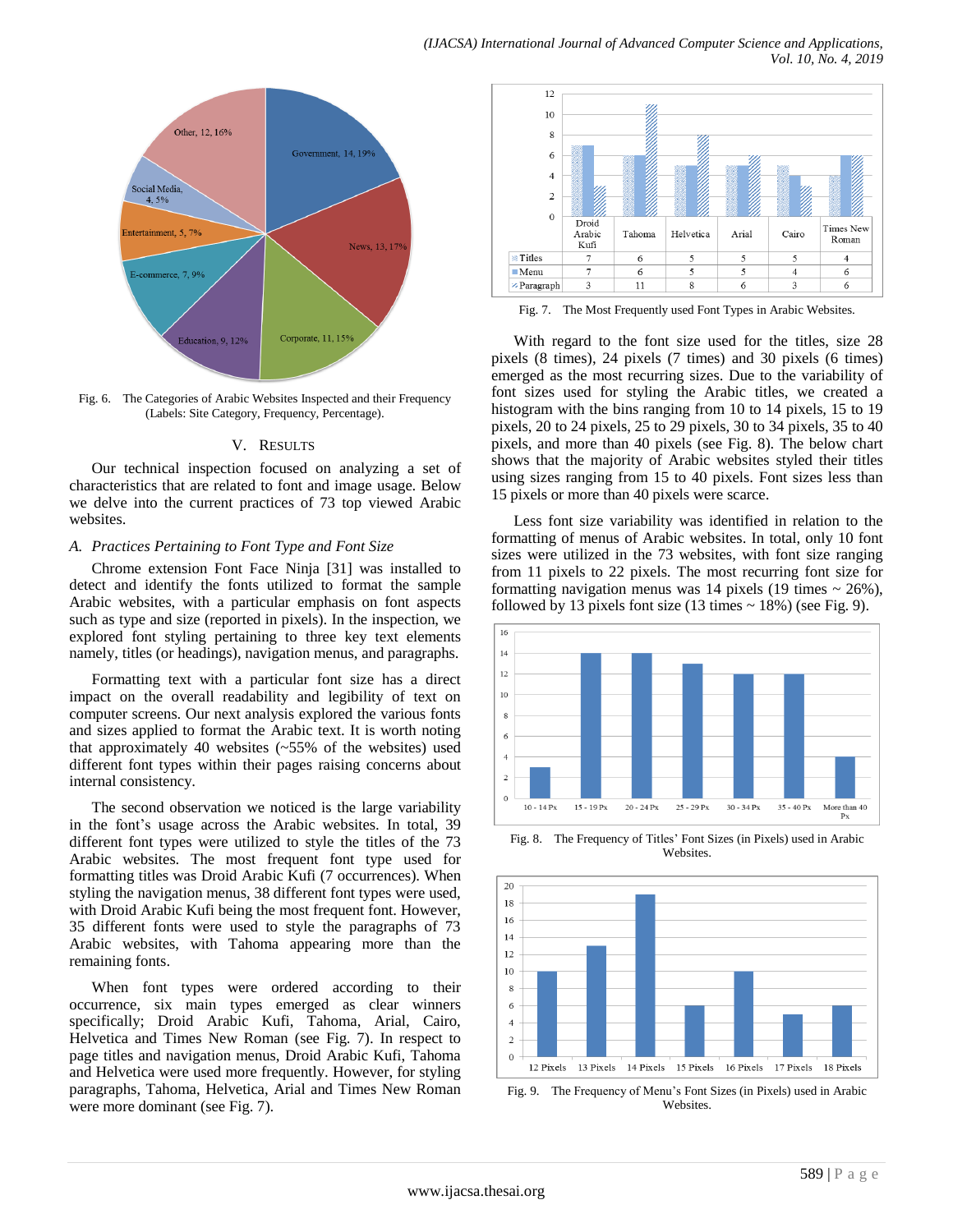Fig. 6. The Categories of Arabic Websites Inspected and their Frequency (Labels: Site Category, Frequency, Percentage).

## V. Results

Our technical inspection focused on analyzing a set of characteristics that are related to font and image usage. Below we delve into the current practices of 73 top viewed Arabic websites.

### *A. Practices Pertaining to Font Type and Font Size*

Chrome extension Font Face Ninja [31] was installed to detect and identify the fonts utilized to format the sample Arabic websites, with a particular emphasis on font aspects such as type and size (reported in pixels). In the inspection, we explored font styling pertaining to three key text elements namely, titles (or headings), navigation menus, and paragraphs.

Formatting text with a particular font size has a direct impact on the overall readability and legibility of text on computer screens. Our next analysis explored the various fonts and sizes applied to format the Arabic text. It is worth noting that approximately 40 websites (~55% of the websites) used different font types within their pages raising concerns about internal consistency.

The second observation we noticed is the large variability in the font's usage across the Arabic websites. In total, 39 different font types were utilized to style the titles of the 73 Arabic websites. The most frequent font type used for formatting titles was Droid Arabic Kufi (7 occurrences). When styling the navigation menus, 38 different font types were used, with Droid Arabic Kufi being the most frequent font. However, 35 different fonts were used to style the paragraphs of 73 Arabic websites, with Tahoma appearing more than the remaining fonts.

When font types were ordered according to their occurrence, six main types emerged as clear winners specifically; Droid Arabic Kufi, Tahoma, Arial, Cairo, Helvetica and Times New Roman (see Fig. 7). In respect to page titles and navigation menus, Droid Arabic Kufi, Tahoma and Helvetica were used more frequently. However, for styling paragraphs, Tahoma, Helvetica, Arial and Times New Roman were more dominant (see Fig. 7).

| | Droid Arabic Kufi | Tahoma | Helvetica | Arial | Cairo | Times New Roman |
|---|---|---|---|---|---|---|
| Titles | 7 | 6 | 5 | 5 | 5 | 4 |
| Menu | 7 | 6 | 5 | 5 | 4 | 6 |
| Paragraph | 3 | 11 | 8 | 6 | 3 | 6 |

Fig. 7. The Most Frequently used Font Types in Arabic Websites.

With regard to the font size used for the titles, size 28 pixels (8 times), 24 pixels (7 times) and 30 pixels (6 times) emerged as the most recurring sizes. Due to the variability of font sizes used for styling the Arabic titles, we created a histogram with the bins ranging from 10 to 14 pixels, 15 to 19 pixels, 20 to 24 pixels, 25 to 29 pixels, 30 to 34 pixels, 35 to 40 pixels, and more than 40 pixels (see Fig. 8). The below chart shows that the majority of Arabic websites styled their titles using sizes ranging from 15 to 40 pixels. Font sizes less than 15 pixels or more than 40 pixels were scarce.

Less font size variability was identified in relation to the formatting of menus of Arabic websites. In total, only 10 font sizes were utilized in the 73 websites, with font size ranging from 11 pixels to 22 pixels. The most recurring font size for formatting navigation menus was 14 pixels (19 times ~ 26%), followed by 13 pixels font size (13 times ~ 18%) (see Fig. 9).

Fig. 8. The Frequency of Titles' Font Sizes (in Pixels) used in Arabic Websites.

Fig. 9. The Frequency of Menu's Font Sizes (in Pixels) used in Arabic Websites.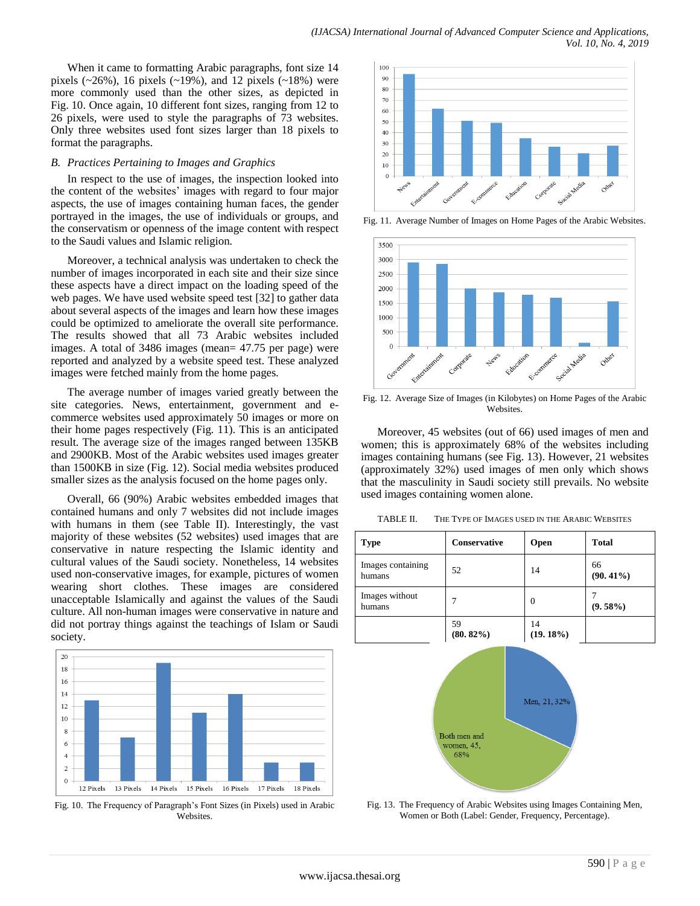When it came to formatting Arabic paragraphs, font size 14 pixels (~26%), 16 pixels (~19%), and 12 pixels (~18%) were more commonly used than the other sizes, as depicted in Fig. 10. Once again, 10 different font sizes, ranging from 12 to 26 pixels, were used to style the paragraphs of 73 websites. Only three websites used font sizes larger than 18 pixels to format the paragraphs.

### *B. Practices Pertaining to Images and Graphics*

In respect to the use of images, the inspection looked into the content of the websites' images with regard to four major aspects, the use of images containing human faces, the gender portrayed in the images, the use of individuals or groups, and the conservatism or openness of the image content with respect to the Saudi values and Islamic religion.

Moreover, a technical analysis was undertaken to check the number of images incorporated in each site and their size since these aspects have a direct impact on the loading speed of the web pages. We have used website speed test [32] to gather data about several aspects of the images and learn how these images could be optimized to ameliorate the overall site performance. The results showed that all 73 Arabic websites included images. A total of 3486 images (mean= 47.75 per page) were reported and analyzed by a website speed test. These analyzed images were fetched mainly from the home pages.

The average number of images varied greatly between the site categories. News, entertainment, government and e-commerce websites used approximately 50 images or more on their home pages respectively (Fig. 11). This is an anticipated result. The average size of the images ranged between 135KB and 2900KB. Most of the Arabic websites used images greater than 1500KB in size (Fig. 12). Social media websites produced smaller sizes as the analysis focused on the home pages only.

Overall, 66 (90%) Arabic websites embedded images that contained humans and only 7 websites did not include images with humans in them (see Table II). Interestingly, the vast majority of these websites (52 websites) used images that are conservative in nature respecting the Islamic identity and cultural values of the Saudi society. Nonetheless, 14 websites used non-conservative images, for example, pictures of women wearing short clothes. These images are considered unacceptable Islamically and against the values of the Saudi culture. All non-human images were conservative in nature and did not portray things against the teachings of Islam or Saudi society.

Fig. 10. The Frequency of Paragraph's Font Sizes (in Pixels) used in Arabic Websites.

Fig. 11. Average Number of Images on Home Pages of the Arabic Websites.

Fig. 12. Average Size of Images (in Kilobytes) on Home Pages of the Arabic Websites.

Moreover, 45 websites (out of 66) used images of men and women; this is approximately 68% of the websites including images containing humans (see Fig. 13). However, 21 websites (approximately 32%) used images of men only which shows that the masculinity in Saudi society still prevails. No website used images containing women alone.

TABLE II. THE TYPE OF IMAGES USED IN THE ARABIC WEBSITES

| Type | Conservative | Open | Total |
|---|---|---|---|
| Images containing humans | 52 | 14 | 66 **(90. 41%)** |
| Images without humans | 7 | 0 | 7 **(9. 58%)** |
| | 59 **(80. 82%)** | 14 **(19. 18%)** | |

Fig. 13. The Frequency of Arabic Websites using Images Containing Men, Women or Both (Label: Gender, Frequency, Percentage).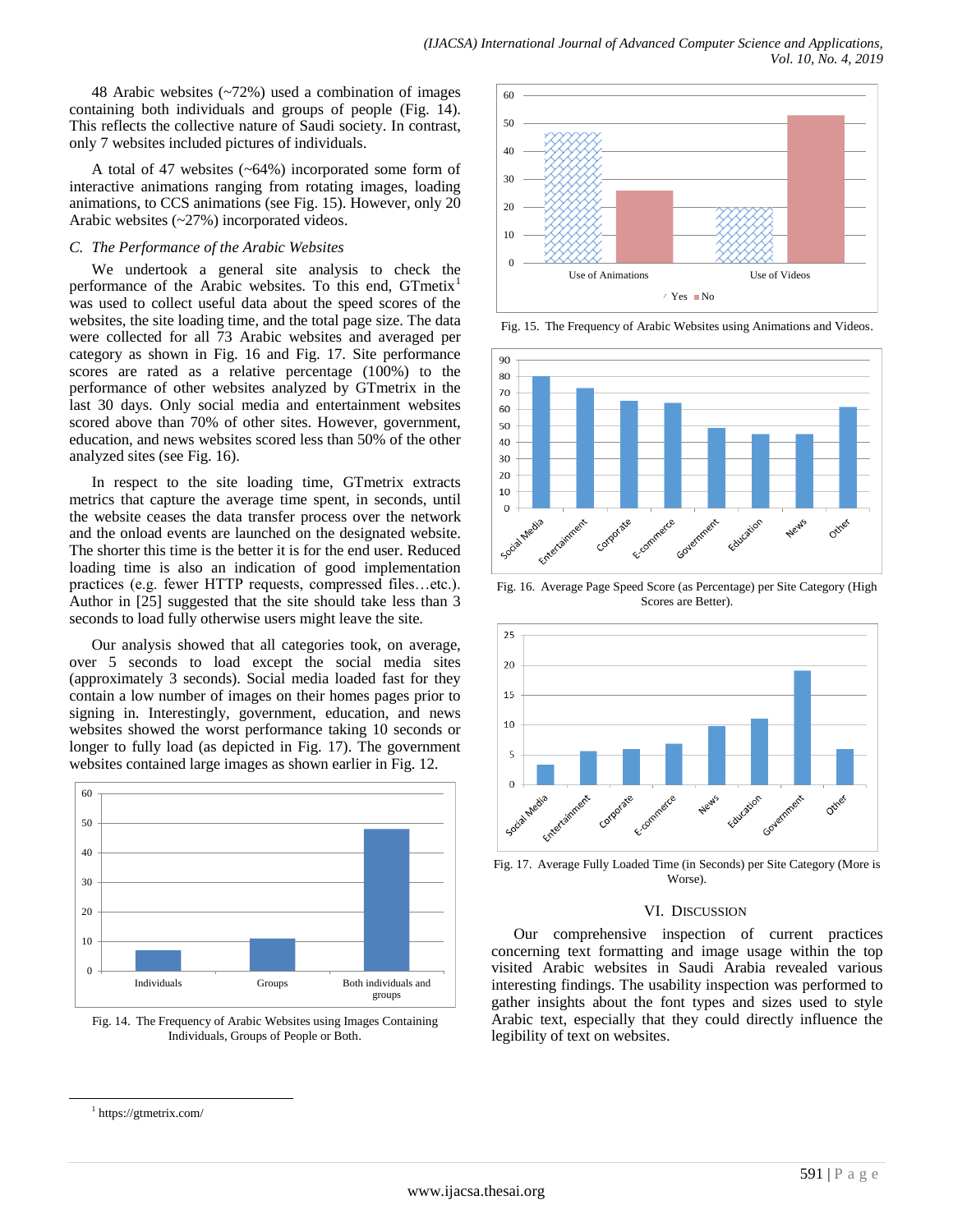48 Arabic websites (~72%) used a combination of images containing both individuals and groups of people (Fig. 14). This reflects the collective nature of Saudi society. In contrast, only 7 websites included pictures of individuals.

A total of 47 websites (~64%) incorporated some form of interactive animations ranging from rotating images, loading animations, to CCS animations (see Fig. 15). However, only 20 Arabic websites (~27%) incorporated videos.

### *C. The Performance of the Arabic Websites*

We undertook a general site analysis to check the performance of the Arabic websites. To this end, GTmetrix[1] was used to collect useful data about the speed scores of the websites, the site loading time, and the total page size. The data were collected for all 73 Arabic websites and averaged per category as shown in Fig. 16 and Fig. 17. Site performance scores are rated as a relative percentage (100%) to the performance of other websites analyzed by GTmetrix in the last 30 days. Only social media and entertainment websites scored above than 70% of other sites. However, government, education, and news websites scored less than 50% of the other analyzed sites (see Fig. 16).

In respect to the site loading time, GTmetrix extracts metrics that capture the average time spent, in seconds, until the website ceases the data transfer process over the network and the onload events are launched on the designated website. The shorter this time is the better it is for the end user. Reduced loading time is also an indication of good implementation practices (e.g. fewer HTTP requests, compressed files…etc.). Author in [25] suggested that the site should take less than 3 seconds to load fully otherwise users might leave the site.

Our analysis showed that all categories took, on average, over 5 seconds to load except the social media sites (approximately 3 seconds). Social media loaded fast for they contain a low number of images on their homes pages prior to signing in. Interestingly, government, education, and news websites showed the worst performance taking 10 seconds or longer to fully load (as depicted in Fig. 17). The government websites contained large images as shown earlier in Fig. 12.

Fig. 14. The Frequency of Arabic Websites using Images Containing Individuals, Groups of People or Both.

Fig. 15. The Frequency of Arabic Websites using Animations and Videos.

Fig. 16. Average Page Speed Score (as Percentage) per Site Category (High Scores are Better).

Fig. 17. Average Fully Loaded Time (in Seconds) per Site Category (More is Worse).

## VI. Discussion

Our comprehensive inspection of current practices concerning text formatting and image usage within the top visited Arabic websites in Saudi Arabia revealed various interesting findings. The usability inspection was performed to gather insights about the font types and sizes used to style Arabic text, especially that they could directly influence the legibility of text on websites.

[1] https://gtmetrix.com/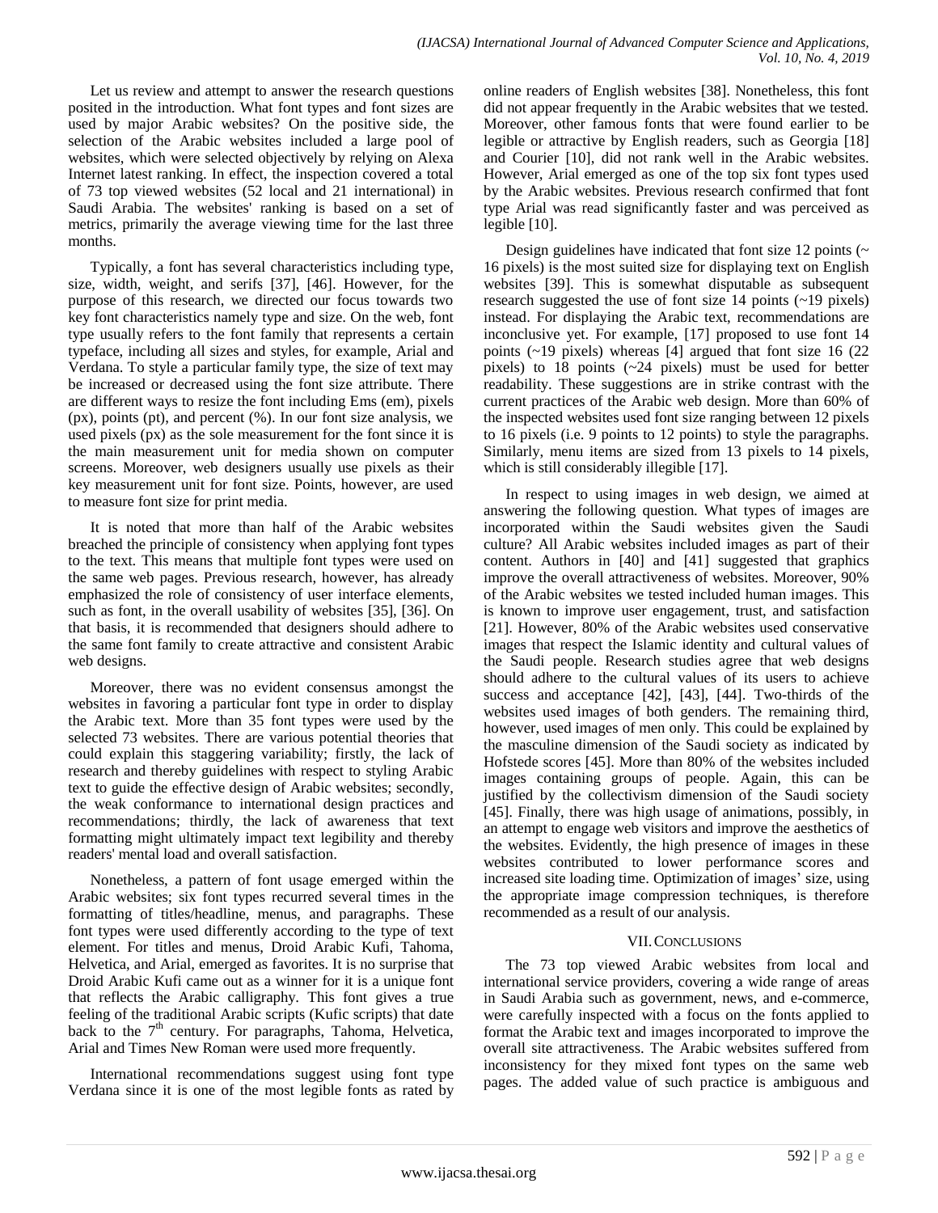Let us review and attempt to answer the research questions posited in the introduction. What font types and font sizes are used by major Arabic websites? On the positive side, the selection of the Arabic websites included a large pool of websites, which were selected objectively by relying on Alexa Internet latest ranking. In effect, the inspection covered a total of 73 top viewed websites (52 local and 21 international) in Saudi Arabia. The websites' ranking is based on a set of metrics, primarily the average viewing time for the last three months.

Typically, a font has several characteristics including type, size, width, weight, and serifs [37], [46]. However, for the purpose of this research, we directed our focus towards two key font characteristics namely type and size. On the web, font type usually refers to the font family that represents a certain typeface, including all sizes and styles, for example, Arial and Verdana. To style a particular family type, the size of text may be increased or decreased using the font size attribute. There are different ways to resize the font including Ems (em), pixels (px), points (pt), and percent (%). In our font size analysis, we used pixels (px) as the sole measurement for the font since it is the main measurement unit for media shown on computer screens. Moreover, web designers usually use pixels as their key measurement unit for font size. Points, however, are used to measure font size for print media.

It is noted that more than half of the Arabic websites breached the principle of consistency when applying font types to the text. This means that multiple font types were used on the same web pages. Previous research, however, has already emphasized the role of consistency of user interface elements, such as font, in the overall usability of websites [35], [36]. On that basis, it is recommended that designers should adhere to the same font family to create attractive and consistent Arabic web designs.

Moreover, there was no evident consensus amongst the websites in favoring a particular font type in order to display the Arabic text. More than 35 font types were used by the selected 73 websites. There are various potential theories that could explain this staggering variability; firstly, the lack of research and thereby guidelines with respect to styling Arabic text to guide the effective design of Arabic websites; secondly, the weak conformance to international design practices and recommendations; thirdly, the lack of awareness that text formatting might ultimately impact text legibility and thereby readers' mental load and overall satisfaction.

Nonetheless, a pattern of font usage emerged within the Arabic websites; six font types recurred several times in the formatting of titles/headline, menus, and paragraphs. These font types were used differently according to the type of text element. For titles and menus, Droid Arabic Kufi, Tahoma, Helvetica, and Arial, emerged as favorites. It is no surprise that Droid Arabic Kufi came out as a winner for it is a unique font that reflects the Arabic calligraphy. This font gives a true feeling of the traditional Arabic scripts (Kufic scripts) that date back to the 7th century. For paragraphs, Tahoma, Helvetica, Arial and Times New Roman were used more frequently.

International recommendations suggest using font type Verdana since it is one of the most legible fonts as rated by online readers of English websites [38]. Nonetheless, this font did not appear frequently in the Arabic websites that we tested. Moreover, other famous fonts that were found earlier to be legible or attractive by English readers, such as Georgia [18] and Courier [10], did not rank well in the Arabic websites. However, Arial emerged as one of the top six font types used by the Arabic websites. Previous research confirmed that font type Arial was read significantly faster and was perceived as legible [10].

Design guidelines have indicated that font size 12 points (~ 16 pixels) is the most suited size for displaying text on English websites [39]. This is somewhat disputable as subsequent research suggested the use of font size 14 points (~19 pixels) instead. For displaying the Arabic text, recommendations are inconclusive yet. For example, [17] proposed to use font 14 points (~19 pixels) whereas [4] argued that font size 16 (22 pixels) to 18 points (~24 pixels) must be used for better readability. These suggestions are in strike contrast with the current practices of the Arabic web design. More than 60% of the inspected websites used font size ranging between 12 pixels to 16 pixels (i.e. 9 points to 12 points) to style the paragraphs. Similarly, menu items are sized from 13 pixels to 14 pixels, which is still considerably illegible [17].

In respect to using images in web design, we aimed at answering the following question. What types of images are incorporated within the Saudi websites given the Saudi culture? All Arabic websites included images as part of their content. Authors in [40] and [41] suggested that graphics improve the overall attractiveness of websites. Moreover, 90% of the Arabic websites we tested included human images. This is known to improve user engagement, trust, and satisfaction [21]. However, 80% of the Arabic websites used conservative images that respect the Islamic identity and cultural values of the Saudi people. Research studies agree that web designs should adhere to the cultural values of its users to achieve success and acceptance [42], [43], [44]. Two-thirds of the websites used images of both genders. The remaining third, however, used images of men only. This could be explained by the masculine dimension of the Saudi society as indicated by Hofstede scores [45]. More than 80% of the websites included images containing groups of people. Again, this can be justified by the collectivism dimension of the Saudi society [45]. Finally, there was high usage of animations, possibly, in an attempt to engage web visitors and improve the aesthetics of the websites. Evidently, the high presence of images in these websites contributed to lower performance scores and increased site loading time. Optimization of images' size, using the appropriate image compression techniques, is therefore recommended as a result of our analysis.

## VII. Conclusions

The 73 top viewed Arabic websites from local and international service providers, covering a wide range of areas in Saudi Arabia such as government, news, and e-commerce, were carefully inspected with a focus on the fonts applied to format the Arabic text and images incorporated to improve the overall site attractiveness. The Arabic websites suffered from inconsistency for they mixed font types on the same web pages. The added value of such practice is ambiguous and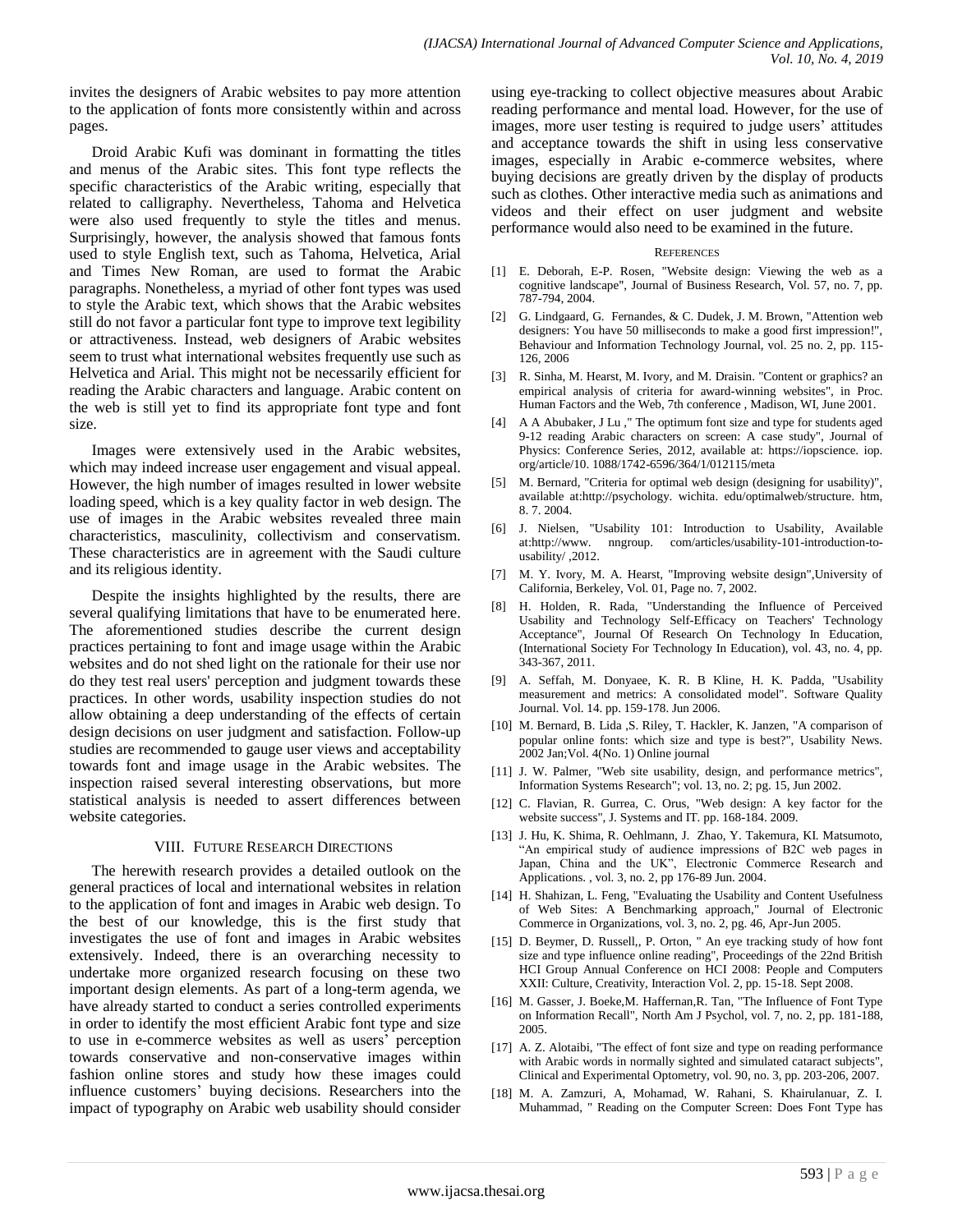invites the designers of Arabic websites to pay more attention to the application of fonts more consistently within and across pages.

Droid Arabic Kufi was dominant in formatting the titles and menus of the Arabic sites. This font type reflects the specific characteristics of the Arabic writing, especially that related to calligraphy. Nevertheless, Tahoma and Helvetica were also used frequently to style the titles and menus. Surprisingly, however, the analysis showed that famous fonts used to style English text, such as Tahoma, Helvetica, Arial and Times New Roman, are used to format the Arabic paragraphs. Nonetheless, a myriad of other font types was used to style the Arabic text, which shows that the Arabic websites still do not favor a particular font type to improve text legibility or attractiveness. Instead, web designers of Arabic websites seem to trust what international websites frequently use such as Helvetica and Arial. This might not be necessarily efficient for reading the Arabic characters and language. Arabic content on the web is still yet to find its appropriate font type and font size.

Images were extensively used in the Arabic websites, which may indeed increase user engagement and visual appeal. However, the high number of images resulted in lower website loading speed, which is a key quality factor in web design. The use of images in the Arabic websites revealed three main characteristics, masculinity, collectivism and conservatism. These characteristics are in agreement with the Saudi culture and its religious identity.

Despite the insights highlighted by the results, there are several qualifying limitations that have to be enumerated here. The aforementioned studies describe the current design practices pertaining to font and image usage within the Arabic websites and do not shed light on the rationale for their use nor do they test real users' perception and judgment towards these practices. In other words, usability inspection studies do not allow obtaining a deep understanding of the effects of certain design decisions on user judgment and satisfaction. Follow-up studies are recommended to gauge user views and acceptability towards font and image usage in the Arabic websites. The inspection raised several interesting observations, but more statistical analysis is needed to assert differences between website categories.

## VIII. Future Research Directions

The herewith research provides a detailed outlook on the general practices of local and international websites in relation to the application of font and images in Arabic web design. To the best of our knowledge, this is the first study that investigates the use of font and images in Arabic websites extensively. Indeed, there is an overarching necessity to undertake more organized research focusing on these two important design elements. As part of a long-term agenda, we have already started to conduct a series controlled experiments in order to identify the most efficient Arabic font type and size to use in e-commerce websites as well as users' perception towards conservative and non-conservative images within fashion online stores and study how these images could influence customers' buying decisions. Researchers into the impact of typography on Arabic web usability should consider using eye-tracking to collect objective measures about Arabic reading performance and mental load. However, for the use of images, more user testing is required to judge users' attitudes and acceptance towards the shift in using less conservative images, especially in Arabic e-commerce websites, where buying decisions are greatly driven by the display of products such as clothes. Other interactive media such as animations and videos and their effect on user judgment and website performance would also need to be examined in the future.

## References

[1] E. Deborah, E-P. Rosen, "Website design: Viewing the web as a cognitive landscape", Journal of Business Research, Vol. 57, no. 7, pp. 787-794, 2004.

[2] G. Lindgaard, G. Fernandes, & C. Dudek, J. M. Brown, "Attention web designers: You have 50 milliseconds to make a good first impression!", Behaviour and Information Technology Journal, vol. 25 no. 2, pp. 115-126, 2006

[3] R. Sinha, M. Hearst, M. Ivory, and M. Draisin. "Content or graphics? an empirical analysis of criteria for award-winning websites", in Proc. Human Factors and the Web, 7th conference , Madison, WI, June 2001.

[4] A A Abubaker, J Lu ," The optimum font size and type for students aged 9-12 reading Arabic characters on screen: A case study", Journal of Physics: Conference Series, 2012, available at: https://iopscience. iop. org/article/10. 1088/1742-6596/364/1/012115/meta

[5] M. Bernard, "Criteria for optimal web design (designing for usability)", available at:http://psychology. wichita. edu/optimalweb/structure. htm, 8. 7. 2004.

[6] J. Nielsen, "Usability 101: Introduction to Usability, Available at:http://www. nngroup. com/articles/usability-101-introduction-to-usability/ ,2012.

[7] M. Y. Ivory, M. A. Hearst, "Improving website design",University of California, Berkeley, Vol. 01, Page no. 7, 2002.

[8] H. Holden, R. Rada, "Understanding the Influence of Perceived Usability and Technology Self-Efficacy on Teachers' Technology Acceptance", Journal Of Research On Technology In Education, (International Society For Technology In Education), vol. 43, no. 4, pp. 343-367, 2011.

[9] A. Seffah, M. Donyaee, K. R. B Kline, H. K. Padda, "Usability measurement and metrics: A consolidated model". Software Quality Journal. Vol. 14. pp. 159-178. Jun 2006.

[10] M. Bernard, B. Lida ,S. Riley, T. Hackler, K. Janzen, "A comparison of popular online fonts: which size and type is best?", Usability News. 2002 Jan;Vol. 4(No. 1) Online journal

[11] J. W. Palmer, "Web site usability, design, and performance metrics", Information Systems Research"; vol. 13, no. 2; pg. 15, Jun 2002.

[12] C. Flavian, R. Gurrea, C. Orus, "Web design: A key factor for the website success", J. Systems and IT. pp. 168-184. 2009.

[13] J. Hu, K. Shima, R. Oehlmann, J. Zhao, Y. Takemura, KI. Matsumoto, "An empirical study of audience impressions of B2C web pages in Japan, China and the UK", Electronic Commerce Research and Applications. , vol. 3, no. 2, pp 176-89 Jun. 2004.

[14] H. Shahizan, L. Feng, "Evaluating the Usability and Content Usefulness of Web Sites: A Benchmarking approach," Journal of Electronic Commerce in Organizations, vol. 3, no. 2, pg. 46, Apr-Jun 2005.

[15] D. Beymer, D. Russell,, P. Orton, " An eye tracking study of how font size and type influence online reading", Proceedings of the 22nd British HCI Group Annual Conference on HCI 2008: People and Computers XXII: Culture, Creativity, Interaction Vol. 2, pp. 15-18. Sept 2008.

[16] M. Gasser, J. Boeke,M. Haffernan,R. Tan, "The Influence of Font Type on Information Recall", North Am J Psychol, vol. 7, no. 2, pp. 181-188, 2005.

[17] A. Z. Alotaibi, "The effect of font size and type on reading performance with Arabic words in normally sighted and simulated cataract subjects", Clinical and Experimental Optometry, vol. 90, no. 3, pp. 203-206, 2007.

[18] M. A. Zamzuri, A, Mohamad, W. Rahani, S. Khairulanuar, Z. I. Muhammad, " Reading on the Computer Screen: Does Font Type has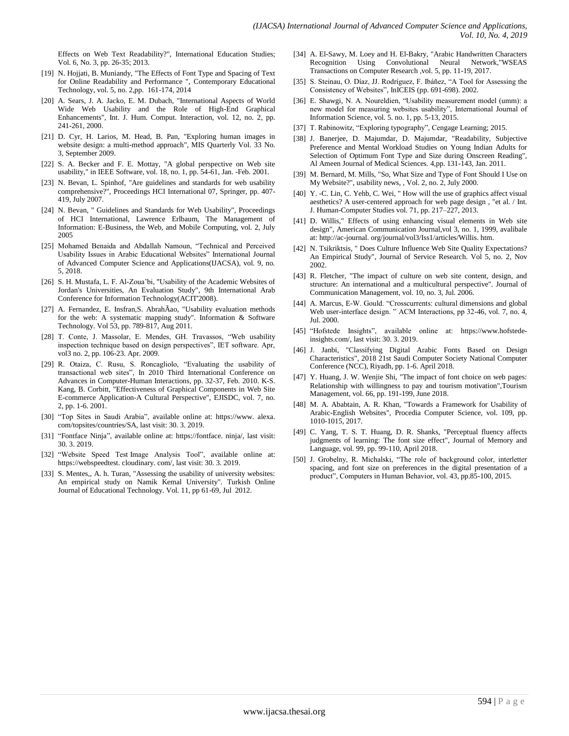Effects on Web Text Readability?", International Education Studies; Vol. 6, No. 3, pp. 26-35; 2013.

[19] N. Hojjati, B. Muniandy, "The Effects of Font Type and Spacing of Text for Online Readability and Performance ", Contemporary Educational Technology, vol. 5, no. 2,pp. 161-174, 2014

[20] A. Sears, J. A. Jacko, E. M. Dubach, "International Aspects of World Wide Web Usability and the Role of High-End Graphical Enhancements", Int. J. Hum. Comput. Interaction, vol. 12, no. 2, pp. 241-261, 2000.

[21] D. Cyr, H. Larios, M. Head, B. Pan, "Exploring human images in website design: a multi-method approach", MIS Quarterly Vol. 33 No. 3, September 2009.

[22] S. A. Becker and F. E. Mottay, "A global perspective on Web site usability," in IEEE Software, vol. 18, no. 1, pp. 54-61, Jan. -Feb. 2001.

[23] N. Bevan, L. Spinhof, "Are guidelines and standards for web usability comprehensive?", Proceedings HCI International 07, Springer, pp. 407-419, July 2007.

[24] N. Bevan, " Guidelines and Standards for Web Usability", Proceedings of HCI International, Lawrence Erlbaum, The Management of Information: E-Business, the Web, and Mobile Computing, vol. 2, July 2005

[25] Mohamed Benaida and Abdallah Namoun, “Technical and Perceived Usability Issues in Arabic Educational Websites” International Journal of Advanced Computer Science and Applications(IJACSA), vol. 9, no. 5, 2018.

[26] S. H. Mustafa, L. F. Al-Zoua’bi, "Usability of the Academic Websites of Jordan's Universities, An Evaluation Study", 9th International Arab Conference for Information Technology(ACIT'2008).

[27] A. Fernandez, E. Insfran,S. AbrahÃao, "Usability evaluation methods for the web: A systematic mapping study". Information & Software Technology. Vol 53, pp. 789-817, Aug 2011.

[28] T. Conte, J. Massolar, E. Mendes, GH. Travassos, “Web usability inspection technique based on design perspectives”, IET software. Apr, vol3 no. 2, pp. 106-23. Apr. 2009.

[29] R. Otaiza, C. Rusu, S. Roncagliolo, “Evaluating the usability of transactional web sites”, In 2010 Third International Conference on Advances in Computer-Human Interactions, pp. 32-37, Feb. 2010. K-S. Kang, B. Corbitt, "Effectiveness of Graphical Components in Web Site E-commerce Application-A Cultural Perspective", EJISDC, vol. 7, no. 2, pp. 1-6. 2001.

[30] “Top Sites in Saudi Arabia”, available online at: https://www. alexa. com/topsites/countries/SA, last visit: 30. 3. 2019.

[31] “Fontface Ninja”, available online at: https://fontface. ninja/, last visit: 30. 3. 2019.

[32] “Website Speed Test Image Analysis Tool”, available online at: https://webspeedtest. cloudinary. com/, last visit: 30. 3. 2019.

[33] S. Mentes,, A. h. Turan, "Assessing the usability of university websites: An empirical study on Namik Kemal University". Turkish Online Journal of Educational Technology. Vol. 11, pp 61-69, Jul 2012.

[34] A. El-Sawy, M. Loey and H. El-Bakry, "Arabic Handwritten Characters Recognition Using Convolutional Neural Network,"WSEAS Transactions on Computer Research ,vol. 5, pp. 11-19, 2017.

[35] S. Steinau, O. Díaz, JJ. Rodríguez, F. Ibáñez, “A Tool for Assessing the Consistency of Websites”, InICEIS (pp. 691-698). 2002.

[36] E. Shawgi, N. A. Noureldien, “Usability measurement model (umm): a new model for measuring websites usability”, International Journal of Information Science, vol. 5. no. 1, pp. 5-13, 2015.

[37] T. Rabinowitz, “Exploring typography”, Cengage Learning; 2015.

[38] J. Banerjee, D. Majumdar, D. Majumdar, "Readability, Subjective Preference and Mental Workload Studies on Young Indian Adults for Selection of Optimum Font Type and Size during Onscreen Reading", Al Ameen Journal of Medical Sciences. 4,pp. 131-143, Jan. 2011.

[39] M. Bernard, M. Mills, "So, What Size and Type of Font Should I Use on My Website?", usability news, , Vol. 2, no. 2, July 2000.

[40] Y. -C. Lin, C. Yehb, C. Wei, " How will the use of graphics affect visual aesthetics? A user-centered approach for web page design , "et al. / Int. J. Human-Computer Studies vol. 71, pp. 217–227, 2013.

[41] D. Willis," Effects of using enhancing visual elements in Web site design", American Communication Journal,vol 3, no. 1, 1999, avalibale at: http://ac-journal. org/journal/vol3/Iss1/articles/Willis. htm.

[42] N. Tsikriktsis, " Does Culture Influence Web Site Quality Expectations? An Empirical Study", Journal of Service Research. Vol 5, no. 2, Nov 2002.

[43] R. Fletcher, "The impact of culture on web site content, design, and structure: An international and a multicultural perspective". Journal of Communication Management, vol. 10, no. 3, Jul. 2006.

[44] A. Marcus, E-W. Gould. “Crosscurrents: cultural dimensions and global Web user-interface design. ” ACM Interactions, pp 32-46, vol. 7, no. 4, Jul. 2000.

[45] “Hofstede Insights”, available online at: https://www.hofstede-insights.com/, last visit: 30. 3. 2019.

[46] J. Janbi, "Classifying Digital Arabic Fonts Based on Design Characteristics", 2018 21st Saudi Computer Society National Computer Conference (NCC), Riyadh, pp. 1-6. April 2018.

[47] Y. Huang, J. W. Wenjie Shi, "The impact of font choice on web pages: Relationship with willingness to pay and tourism motivation",Tourism Management, vol. 66, pp. 191-199, June 2018.

[48] M. A. Ababtain, A. R. Khan, "Towards a Framework for Usability of Arabic-English Websites", Procedia Computer Science, vol. 109, pp. 1010-1015, 2017.

[49] C. Yang, T. S. T. Huang, D. R. Shanks, "Perceptual fluency affects judgments of learning: The font size effect", Journal of Memory and Language, vol. 99, pp. 99-110, April 2018.

[50] J. Grobelny, R. Michalski, “The role of background color, interletter spacing, and font size on preferences in the digital presentation of a product”, Computers in Human Behavior, vol. 43, pp.85-100, 2015.